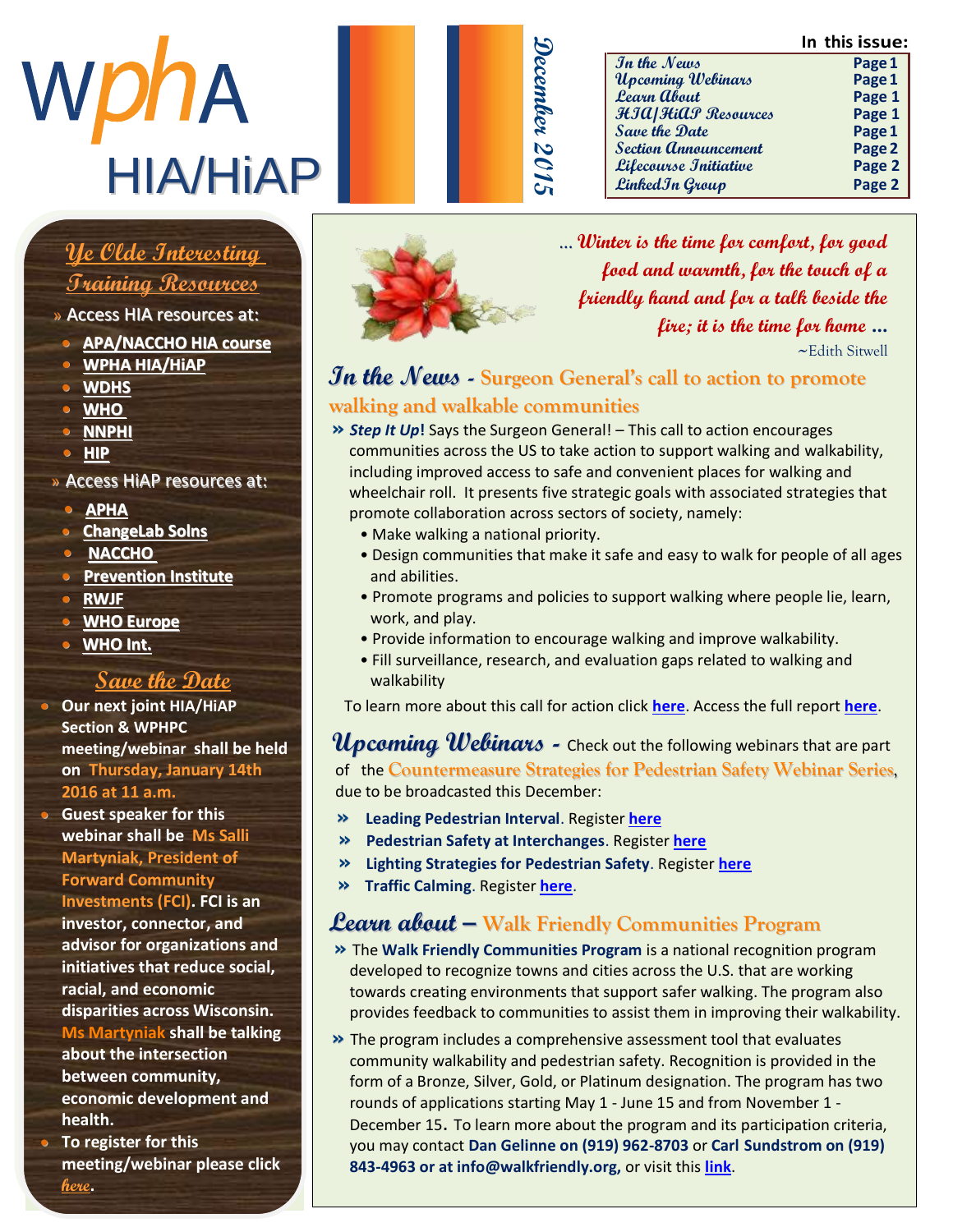# WPHA HIA/HiAP

**December 2015**

**In this issue:**

| | |
|---|---|
| In the News | Page 1 |
| Upcoming Webinars | Page 1 |
| Learn About | Page 1 |
| HIA/HiAP Resources | Page 1 |
| Save the Date | Page 1 |
| Section Announcement | Page 2 |
| Lifecourse Initiative | Page 2 |
| LinkedIn Group | Page 2 |

## Ye Olde Interesting Training Resources

» Access HIA resources at:

- APA/NACCHO HIA course
- WPHA HIA/HiAP
- WDHS
- WHO
- NNPHI
- HIP

» Access HiAP resources at:

- APHA
- ChangeLab Solns
- NACCHO
- Prevention Institute
- RWJF
- WHO Europe
- WHO Int.

## Save the Date

- **Our next joint HIA/HiAP Section & WPHPC meeting/webinar shall be held on Thursday, January 14th 2016 at 11 a.m.**
- **Guest speaker for this webinar shall be Ms Salli Martyniak, President of Forward Community Investments (FCI). FCI is an investor, connector, and advisor for organizations and initiatives that reduce social, racial, and economic disparities across Wisconsin. Ms Martyniak shall be talking about the intersection between community, economic development and health.**
- **To register for this meeting/webinar please click here.**

*... Winter is the time for comfort, for good food and warmth, for the touch of a friendly hand and for a talk beside the fire; it is the time for home ...*

~Edith Sitwell

## In the News - Surgeon General's call to action to promote walking and walkable communities

» ***Step It Up*!** Says the Surgeon General! – This call to action encourages communities across the US to take action to support walking and walkability, including improved access to safe and convenient places for walking and wheelchair roll. It presents five strategic goals with associated strategies that promote collaboration across sectors of society, namely:

- Make walking a national priority.
- Design communities that make it safe and easy to walk for people of all ages and abilities.
- Promote programs and policies to support walking where people lie, learn, work, and play.
- Provide information to encourage walking and improve walkability.
- Fill surveillance, research, and evaluation gaps related to walking and walkability

To learn more about this call for action click **here**. Access the full report **here**.

## Upcoming Webinars - Check out the following webinars that are part of the Countermeasure Strategies for Pedestrian Safety Webinar Series, due to be broadcasted this December:

- » **Leading Pedestrian Interval**. Register **here**
- » **Pedestrian Safety at Interchanges**. Register **here**
- » **Lighting Strategies for Pedestrian Safety**. Register **here**
- » **Traffic Calming**. Register **here**.

## Learn about – Walk Friendly Communities Program

» The **Walk Friendly Communities Program** is a national recognition program developed to recognize towns and cities across the U.S. that are working towards creating environments that support safer walking. The program also provides feedback to communities to assist them in improving their walkability.

» The program includes a comprehensive assessment tool that evaluates community walkability and pedestrian safety. Recognition is provided in the form of a Bronze, Silver, Gold, or Platinum designation. The program has two rounds of applications starting May 1 - June 15 and from November 1 - December 15. To learn more about the program and its participation criteria, you may contact **Dan Gelinne on (919) 962-8703** or **Carl Sundstrom on (919) 843-4963 or at info@walkfriendly.org,** or visit this **link**.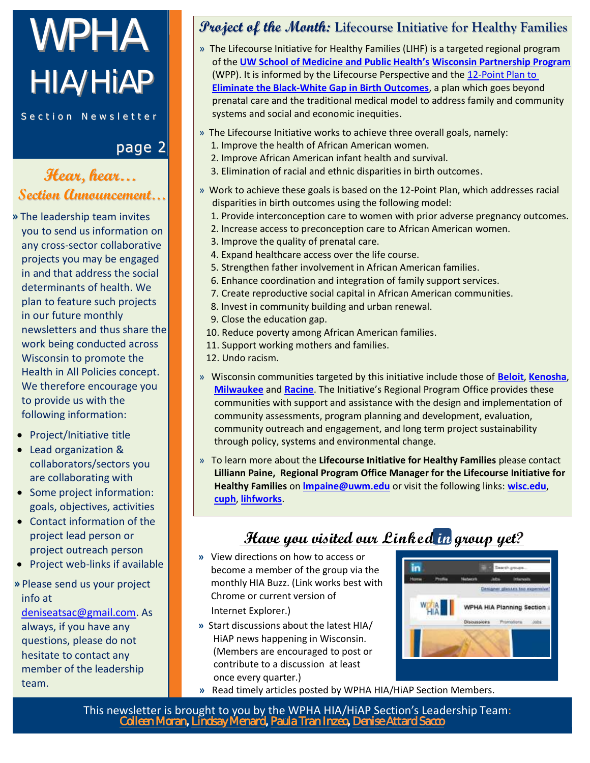# WPHA HIA/HiAP

Section Newsletter

## Hear, hear… Section Announcement…

» The leadership team invites you to send us information on any cross-sector collaborative projects you may be engaged in and that address the social determinants of health. We plan to feature such projects in our future monthly newsletters and thus share the work being conducted across Wisconsin to promote the Health in All Policies concept. We therefore encourage you to provide us with the following information:

- Project/Initiative title
- Lead organization & collaborators/sectors you are collaborating with
- Some project information: goals, objectives, activities
- Contact information of the project lead person or project outreach person
- Project web-links if available

» Please send us your project info at deniseatsac@gmail.com. As always, if you have any questions, please do not hesitate to contact any member of the leadership team.

## *Project of the Month:* Lifecourse Initiative for Healthy Families

» The Lifecourse Initiative for Healthy Families (LIHF) is a targeted regional program of the **UW School of Medicine and Public Health's** **Wisconsin Partnership Program** (WPP). It is informed by the Lifecourse Perspective and the 12-Point Plan to **Eliminate the Black-White Gap in Birth Outcomes**, a plan which goes beyond prenatal care and the traditional medical model to address family and community systems and social and economic inequities.

» The Lifecourse Initiative works to achieve three overall goals, namely:

1. Improve the health of African American women.
2. Improve African American infant health and survival.
3. Elimination of racial and ethnic disparities in birth outcomes.

» Work to achieve these goals is based on the 12-Point Plan, which addresses racial disparities in birth outcomes using the following model:

1. Provide interconception care to women with prior adverse pregnancy outcomes.
2. Increase access to preconception care to African American women.
3. Improve the quality of prenatal care.
4. Expand healthcare access over the life course.
5. Strengthen father involvement in African American families.
6. Enhance coordination and integration of family support services.
7. Create reproductive social capital in African American communities.
8. Invest in community building and urban renewal.
9. Close the education gap.
10. Reduce poverty among African American families.
11. Support working mothers and families.
12. Undo racism.

» Wisconsin communities targeted by this initiative include those of **Beloit**, **Kenosha**, **Milwaukee** and **Racine**. The Initiative's Regional Program Office provides these communities with support and assistance with the design and implementation of community assessments, program planning and development, evaluation, community outreach and engagement, and long term project sustainability through policy, systems and environmental change.

» To learn more about the **Lifecourse Initiative for Healthy Families** please contact **Lilliann Paine, Regional Program Office Manager for the Lifecourse Initiative for Healthy Families** on **lmpaine@uwm.edu** or visit the following links: **wisc.edu**, **cuph**, **lihfworks**.

## *Have you visited our LinkedIn group yet?*

» View directions on how to access or become a member of the group via the monthly HIA Buzz. (Link works best with Chrome or current version of Internet Explorer.)

» Start discussions about the latest HIA/HiAP news happening in Wisconsin. (Members are encouraged to post or contribute to a discussion at least once every quarter.)

» Read timely articles posted by WPHA HIA/HiAP Section Members.

This newsletter is brought to you by the WPHA HIA/HiAP Section's Leadership Team: Colleen Moran, Lindsay Menard, Paula Tran Inzeo, Denise Attard Sacco